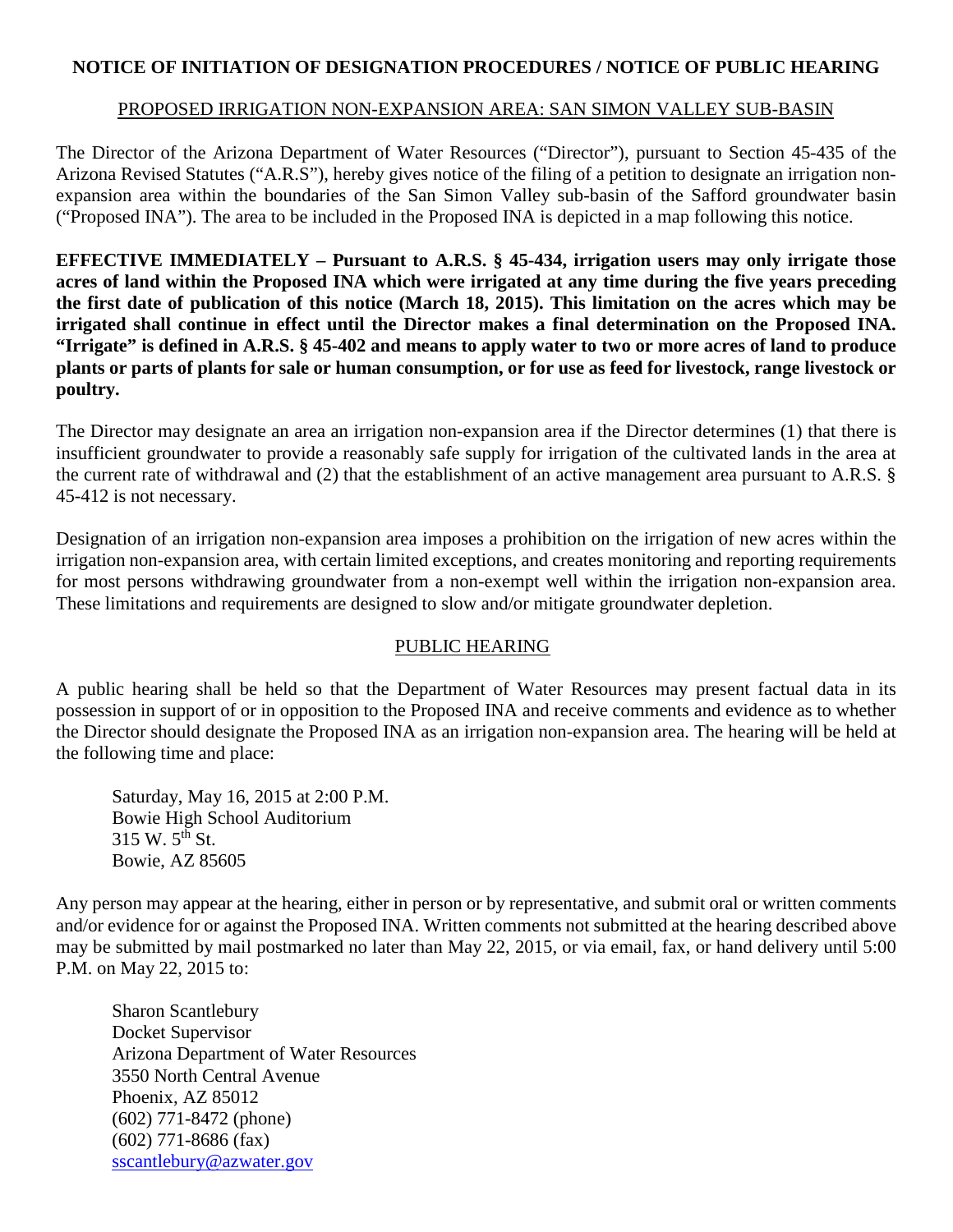# NOTICE OF INITIATION OF DESIGNATION PROCEDURES / NOTICE OF PUBLIC HEARING

## PROPOSED IRRIGATION NON-EXPANSION AREA: SAN SIMON VALLEY SUB-BASIN

The Director of the Arizona Department of Water Resources ("Director"), pursuant to Section 45-435 of the Arizona Revised Statutes ("A.R.S"), hereby gives notice of the filing of a petition to designate an irrigation non-expansion area within the boundaries of the San Simon Valley sub-basin of the Safford groundwater basin ("Proposed INA"). The area to be included in the Proposed INA is depicted in a map following this notice.

**EFFECTIVE IMMEDIATELY – Pursuant to A.R.S. § 45-434, irrigation users may only irrigate those acres of land within the Proposed INA which were irrigated at any time during the five years preceding the first date of publication of this notice (March 18, 2015). This limitation on the acres which may be irrigated shall continue in effect until the Director makes a final determination on the Proposed INA. "Irrigate" is defined in A.R.S. § 45-402 and means to apply water to two or more acres of land to produce plants or parts of plants for sale or human consumption, or for use as feed for livestock, range livestock or poultry.**

The Director may designate an area an irrigation non-expansion area if the Director determines (1) that there is insufficient groundwater to provide a reasonably safe supply for irrigation of the cultivated lands in the area at the current rate of withdrawal and (2) that the establishment of an active management area pursuant to A.R.S. § 45-412 is not necessary.

Designation of an irrigation non-expansion area imposes a prohibition on the irrigation of new acres within the irrigation non-expansion area, with certain limited exceptions, and creates monitoring and reporting requirements for most persons withdrawing groundwater from a non-exempt well within the irrigation non-expansion area. These limitations and requirements are designed to slow and/or mitigate groundwater depletion.

## PUBLIC HEARING

A public hearing shall be held so that the Department of Water Resources may present factual data in its possession in support of or in opposition to the Proposed INA and receive comments and evidence as to whether the Director should designate the Proposed INA as an irrigation non-expansion area. The hearing will be held at the following time and place:

Saturday, May 16, 2015 at 2:00 P.M.  
Bowie High School Auditorium  
315 W. 5th St.  
Bowie, AZ 85605

Any person may appear at the hearing, either in person or by representative, and submit oral or written comments and/or evidence for or against the Proposed INA. Written comments not submitted at the hearing described above may be submitted by mail postmarked no later than May 22, 2015, or via email, fax, or hand delivery until 5:00 P.M. on May 22, 2015 to:

Sharon Scantlebury  
Docket Supervisor  
Arizona Department of Water Resources  
3550 North Central Avenue  
Phoenix, AZ 85012  
(602) 771-8472 (phone)  
(602) 771-8686 (fax)  
sscantlebury@azwater.gov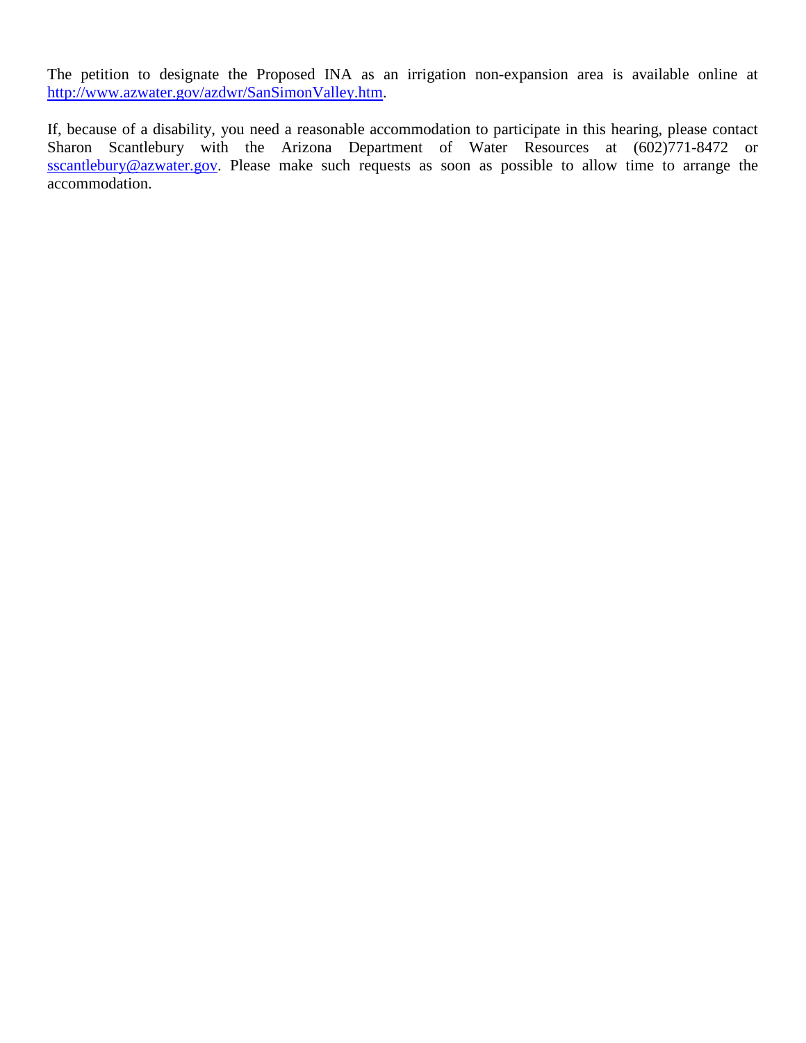The petition to designate the Proposed INA as an irrigation non-expansion area is available online at [http://www.azwater.gov/azdwr/SanSimonValley.htm](http://www.azwater.gov/azdwr/SanSimonValley.htm).

If, because of a disability, you need a reasonable accommodation to participate in this hearing, please contact Sharon Scantlebury with the Arizona Department of Water Resources at (602)771-8472 or [sscantlebury@azwater.gov](mailto:sscantlebury@azwater.gov). Please make such requests as soon as possible to allow time to arrange the accommodation.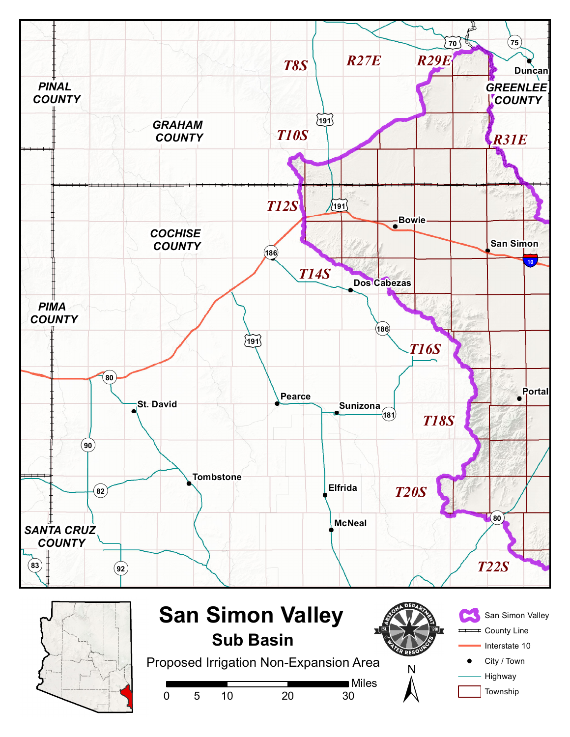# San Simon Valley

## Sub Basin

Proposed Irrigation Non-Expansion Area

T8S
R27E
R29E
T10S
R31E
T12S
T14S
T16S
T18S
T20S
T22S

PINAL COUNTY
GRAHAM COUNTY
GREENLEE COUNTY
COCHISE COUNTY
PIMA COUNTY
SANTA CRUZ COUNTY

Duncan
Bowie
San Simon
Dos Cabezas
Portal
Pearce
Sunizona
St. David
Tombstone
Elfrida
McNeal

70
75
191
186
10
80
181
90
82
83
92

0 5 10 20 30 Miles

N

San Simon Valley
County Line
Interstate 10
City / Town
Highway
Township

ARIZONA DEPARTMENT of WATER RESOURCES EST. 1980